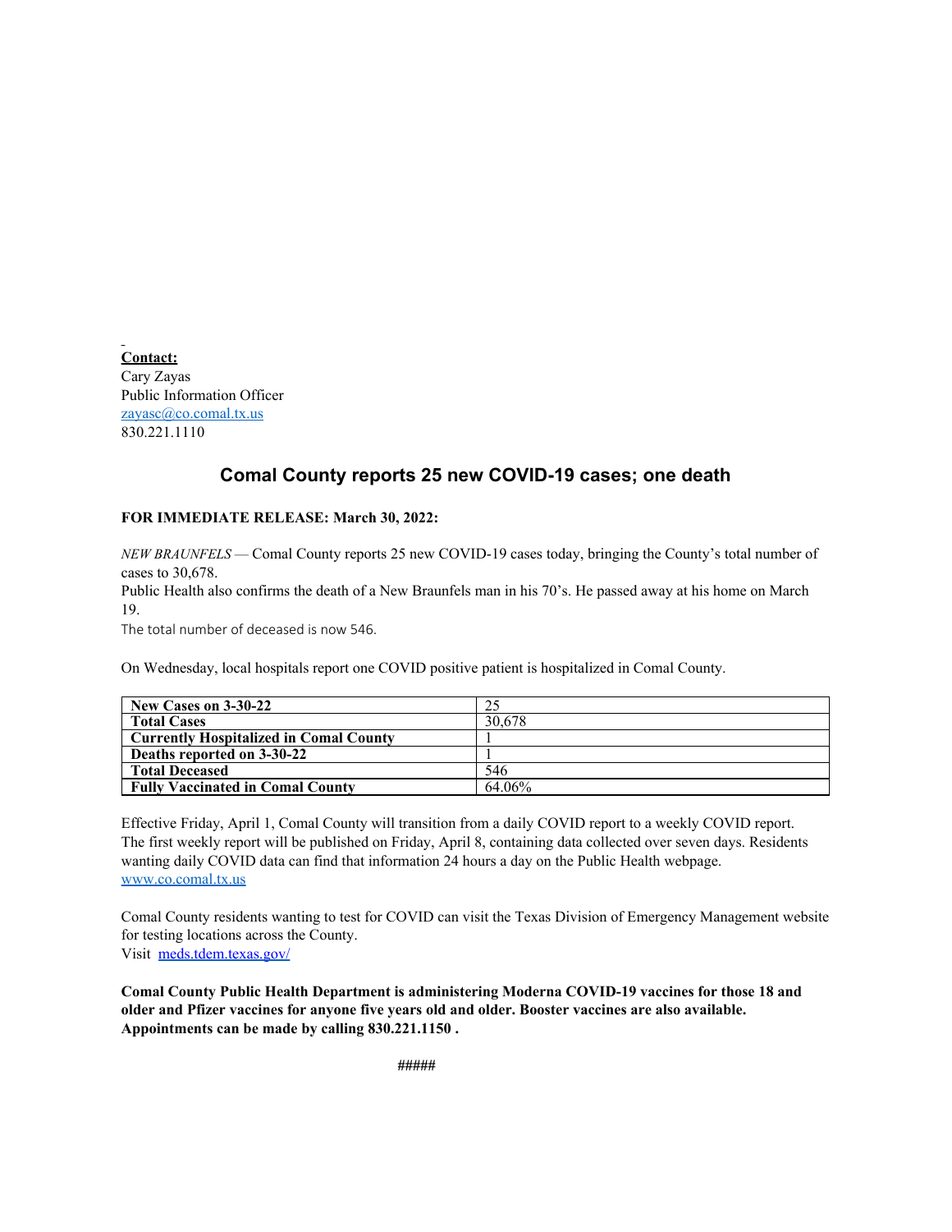**Contact:**
Cary Zayas
Public Information Officer
zayasc@co.comal.tx.us
830.221.1110

## Comal County reports 25 new COVID-19 cases; one death

**FOR IMMEDIATE RELEASE: March 30, 2022:**

*NEW BRAUNFELS* — Comal County reports 25 new COVID-19 cases today, bringing the County's total number of cases to 30,678.
Public Health also confirms the death of a New Braunfels man in his 70's. He passed away at his home on March 19.
The total number of deceased is now 546.

On Wednesday, local hospitals report one COVID positive patient is hospitalized in Comal County.

| | |
|---|---|
| **New Cases on 3-30-22** | 25 |
| **Total Cases** | 30,678 |
| **Currently Hospitalized in Comal County** | 1 |
| **Deaths reported on 3-30-22** | 1 |
| **Total Deceased** | 546 |
| **Fully Vaccinated in Comal County** | 64.06% |

Effective Friday, April 1, Comal County will transition from a daily COVID report to a weekly COVID report. The first weekly report will be published on Friday, April 8, containing data collected over seven days. Residents wanting daily COVID data can find that information 24 hours a day on the Public Health webpage. www.co.comal.tx.us

Comal County residents wanting to test for COVID can visit the Texas Division of Emergency Management website for testing locations across the County.
Visit meds.tdem.texas.gov/

**Comal County Public Health Department is administering Moderna COVID-19 vaccines for those 18 and older and Pfizer vaccines for anyone five years old and older. Booster vaccines are also available. Appointments can be made by calling 830.221.1150 .**

#####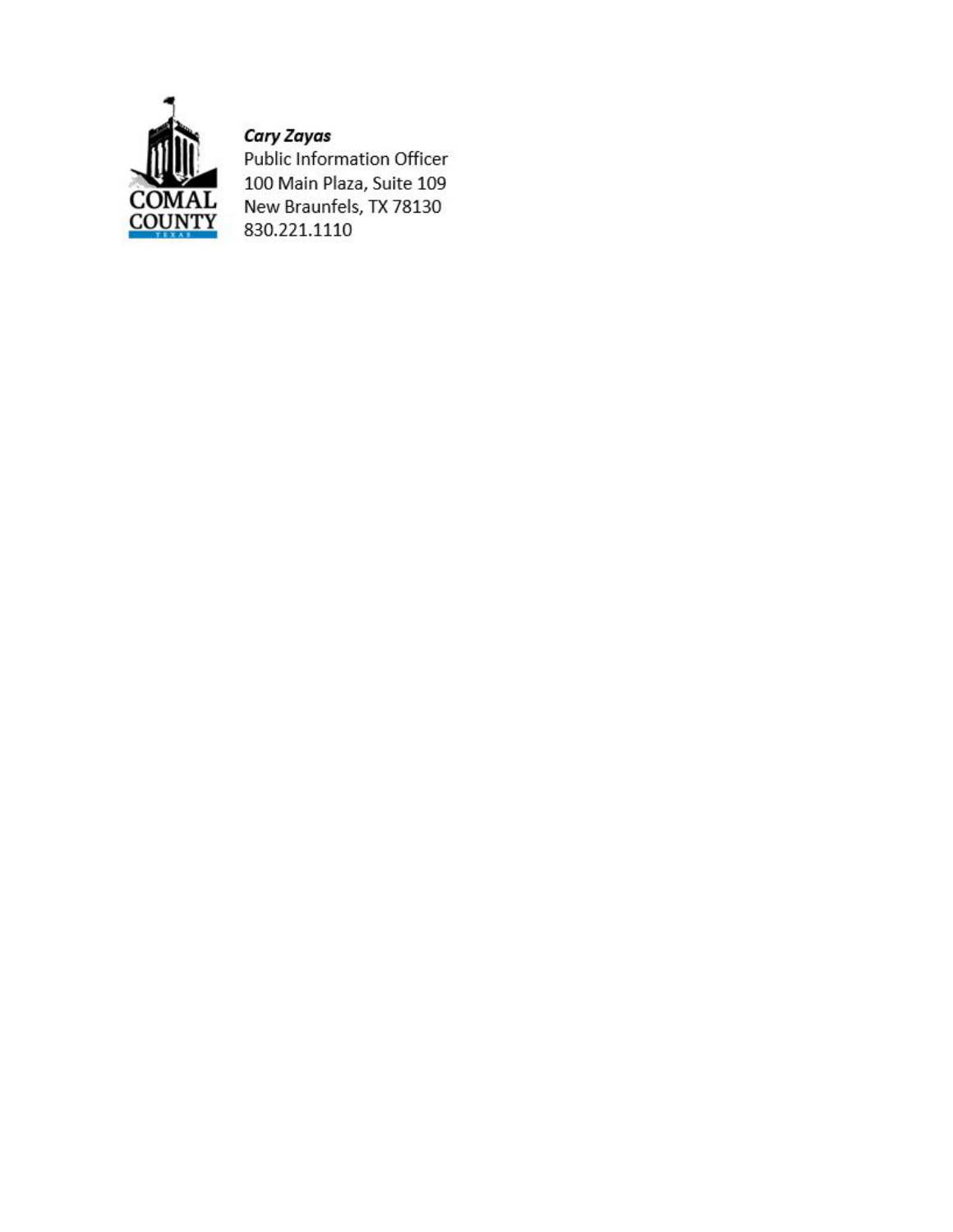***Cary Zayas***
Public Information Officer
100 Main Plaza, Suite 109
New Braunfels, TX 78130
830.221.1110